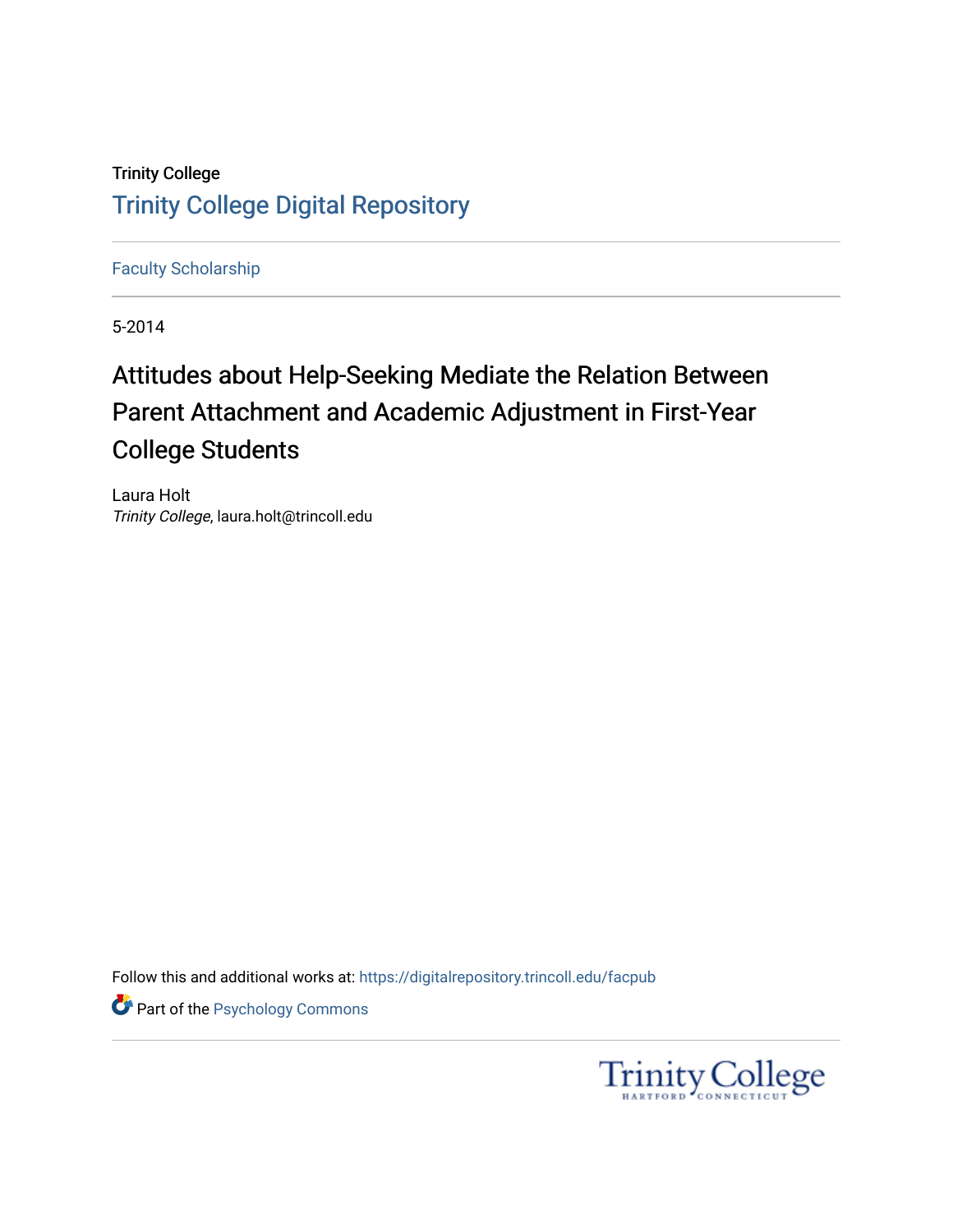Trinity College

Trinity College Digital Repository

Faculty Scholarship

5-2014

# Attitudes about Help-Seeking Mediate the Relation Between Parent Attachment and Academic Adjustment in First-Year College Students

Laura Holt
*Trinity College*, laura.holt@trincoll.edu

Follow this and additional works at: https://digitalrepository.trincoll.edu/facpub

Part of the Psychology Commons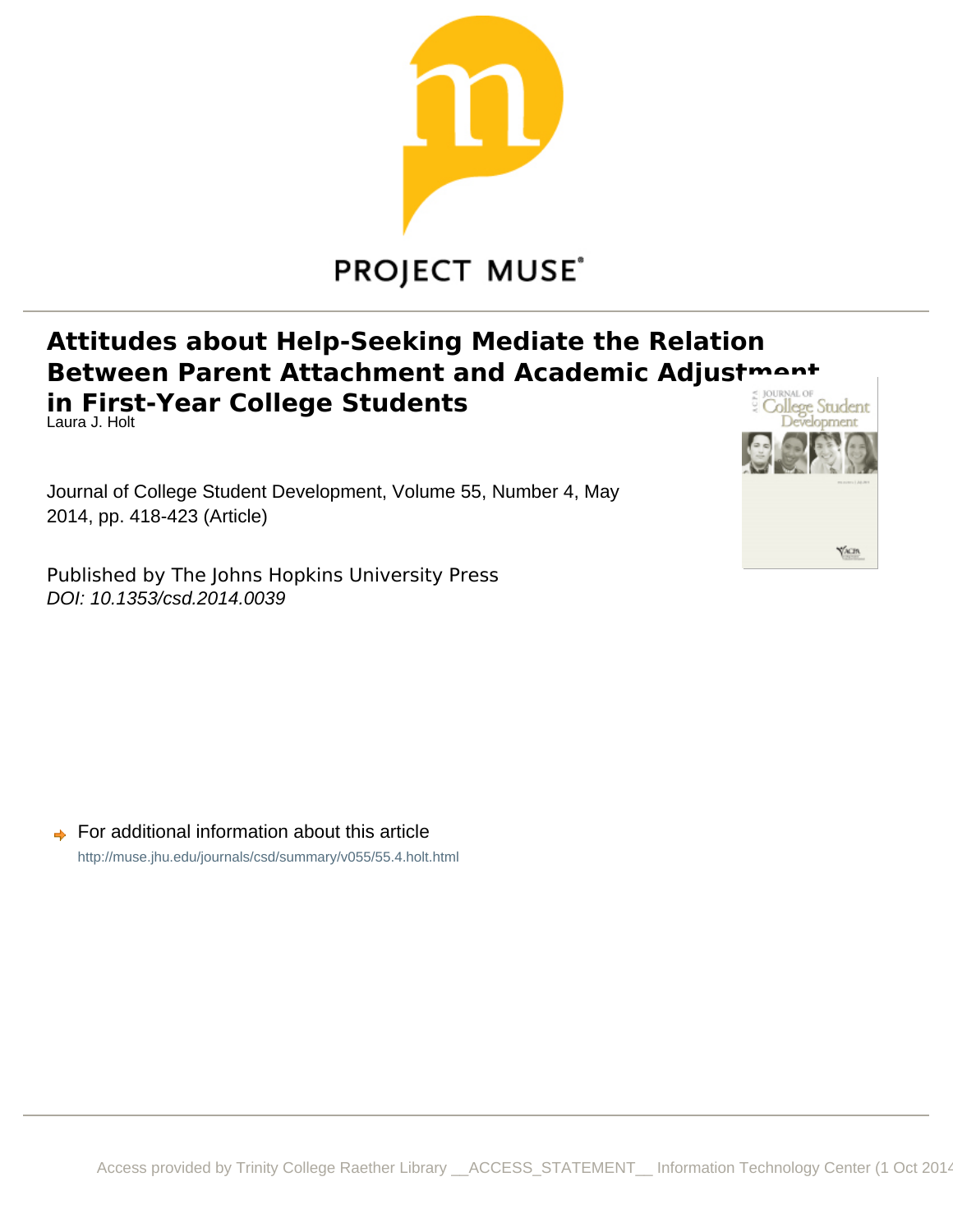# Attitudes about Help-Seeking Mediate the Relation Between Parent Attachment and Academic Adjustment in First-Year College Students

Laura J. Holt

Journal of College Student Development, Volume 55, Number 4, May 2014, pp. 418-423 (Article)

Published by The Johns Hopkins University Press

*DOI: 10.1353/csd.2014.0039*

For additional information about this article

http://muse.jhu.edu/journals/csd/summary/v055/55.4.holt.html

Access provided by Trinity College Raether Library __ACCESS_STATEMENT__ Information Technology Center (1 Oct 2014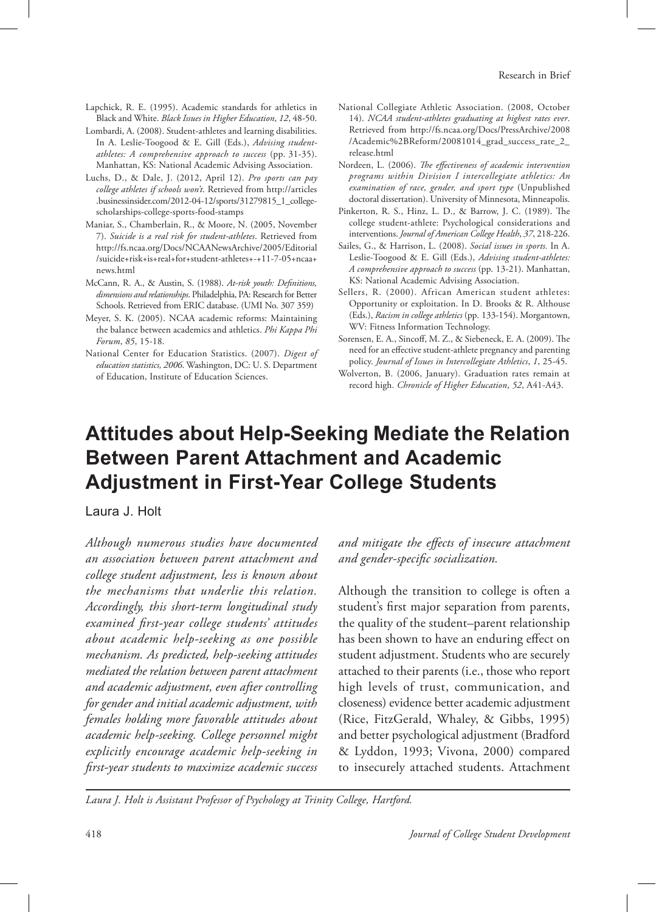Lapchick, R. E. (1995). Academic standards for athletics in Black and White. *Black Issues in Higher Education*, *12*, 48-50.

Lombardi, A. (2008). Student-athletes and learning disabilities. In A. Leslie-Toogood & E. Gill (Eds.), *Advising student-athletes: A comprehensive approach to success* (pp. 31-35). Manhattan, KS: National Academic Advising Association.

Luchs, D., & Dale, J. (2012, April 12). *Pro sports can pay college athletes if schools won't*. Retrieved from http://articles.businessinsider.com/2012-04-12/sports/31279815_1_college-scholarships-college-sports-food-stamps

Maniar, S., Chamberlain, R., & Moore, N. (2005, November 7). *Suicide is a real risk for student-athletes*. Retrieved from http://fs.ncaa.org/Docs/NCAANewsArchive/2005/Editorial/suicide+risk+is+real+for+student-athletes+-+11-7-05+ncaa+news.html

McCann, R. A., & Austin, S. (1988). *At-risk youth: Definitions, dimensions and relationships*. Philadelphia, PA: Research for Better Schools. Retrieved from ERIC database. (UMI No. 307 359)

Meyer, S. K. (2005). NCAA academic reforms: Maintaining the balance between academics and athletics. *Phi Kappa Phi Forum*, *85*, 15-18.

National Center for Education Statistics. (2007). *Digest of education statistics, 2006*. Washington, DC: U. S. Department of Education, Institute of Education Sciences.

National Collegiate Athletic Association. (2008, October 14). *NCAA student-athletes graduating at highest rates ever*. Retrieved from http://fs.ncaa.org/Docs/PressArchive/2008/Academic%2BReform/20081014_grad_success_rate_2_release.html

Nordeen, L. (2006). *The effectiveness of academic intervention programs within Division I intercollegiate athletics: An examination of race, gender, and sport type* (Unpublished doctoral dissertation). University of Minnesota, Minneapolis.

Pinkerton, R. S., Hinz, L. D., & Barrow, J. C. (1989). The college student-athlete: Psychological considerations and interventions. *Journal of American College Health*, *37*, 218-226.

Sailes, G., & Harrison, L. (2008). *Social issues in sports.* In A. Leslie-Toogood & E. Gill (Eds.), *Advising student-athletes: A comprehensive approach to success* (pp. 13-21). Manhattan, KS: National Academic Advising Association.

Sellers, R. (2000). African American student athletes: Opportunity or exploitation. In D. Brooks & R. Althouse (Eds.), *Racism in college athletics* (pp. 133-154). Morgantown, WV: Fitness Information Technology.

Sorensen, E. A., Sincoff, M. Z., & Siebeneck, E. A. (2009). The need for an effective student-athlete pregnancy and parenting policy. *Journal of Issues in Intercollegiate Athletics*, *1*, 25-45.

Wolverton, B. (2006, January). Graduation rates remain at record high. *Chronicle of Higher Education*, *52*, A41-A43.

# Attitudes about Help-Seeking Mediate the Relation Between Parent Attachment and Academic Adjustment in First-Year College Students

Laura J. Holt

*Although numerous studies have documented an association between parent attachment and college student adjustment, less is known about the mechanisms that underlie this relation. Accordingly, this short-term longitudinal study examined first-year college students' attitudes about academic help-seeking as one possible mechanism. As predicted, help-seeking attitudes mediated the relation between parent attachment and academic adjustment, even after controlling for gender and initial academic adjustment, with females holding more favorable attitudes about academic help-seeking. College personnel might explicitly encourage academic help-seeking in first-year students to maximize academic success and mitigate the effects of insecure attachment and gender-specific socialization.*

Although the transition to college is often a student's first major separation from parents, the quality of the student–parent relationship has been shown to have an enduring effect on student adjustment. Students who are securely attached to their parents (i.e., those who report high levels of trust, communication, and closeness) evidence better academic adjustment (Rice, FitzGerald, Whaley, & Gibbs, 1995) and better psychological adjustment (Bradford & Lyddon, 1993; Vivona, 2000) compared to insecurely attached students. Attachment

*Laura J. Holt is Assistant Professor of Psychology at Trinity College, Hartford.*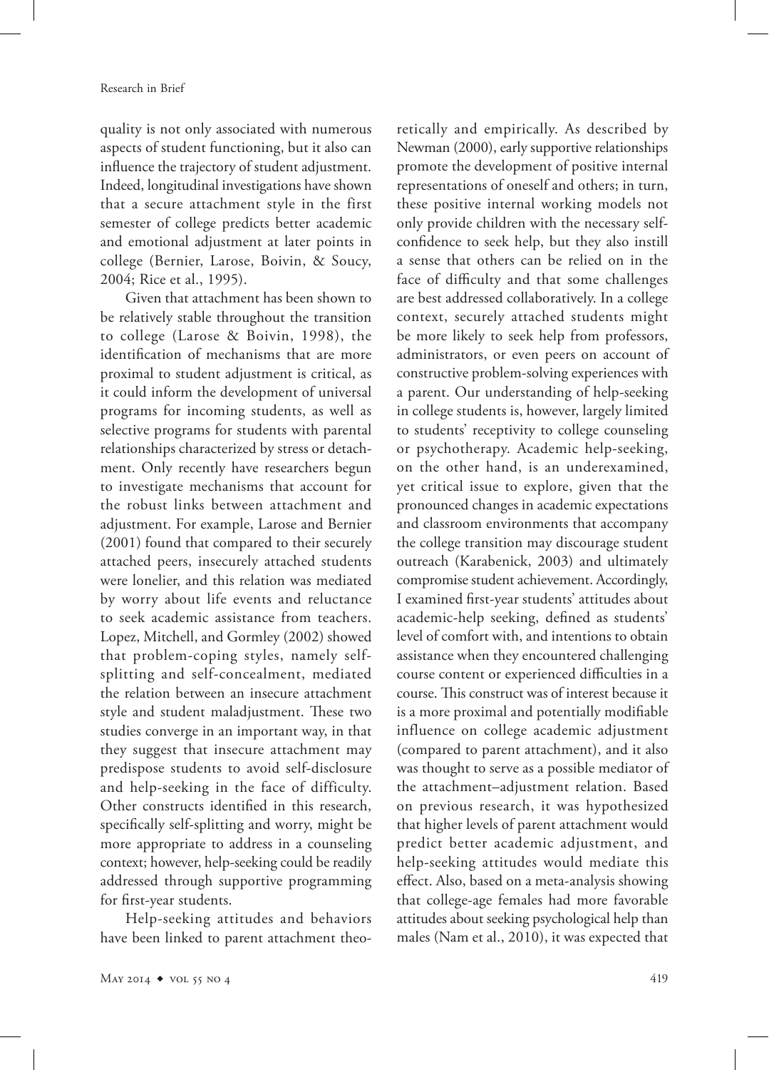quality is not only associated with numerous aspects of student functioning, but it also can influence the trajectory of student adjustment. Indeed, longitudinal investigations have shown that a secure attachment style in the first semester of college predicts better academic and emotional adjustment at later points in college (Bernier, Larose, Boivin, & Soucy, 2004; Rice et al., 1995).

Given that attachment has been shown to be relatively stable throughout the transition to college (Larose & Boivin, 1998), the identification of mechanisms that are more proximal to student adjustment is critical, as it could inform the development of universal programs for incoming students, as well as selective programs for students with parental relationships characterized by stress or detachment. Only recently have researchers begun to investigate mechanisms that account for the robust links between attachment and adjustment. For example, Larose and Bernier (2001) found that compared to their securely attached peers, insecurely attached students were lonelier, and this relation was mediated by worry about life events and reluctance to seek academic assistance from teachers. Lopez, Mitchell, and Gormley (2002) showed that problem-coping styles, namely self-splitting and self-concealment, mediated the relation between an insecure attachment style and student maladjustment. These two studies converge in an important way, in that they suggest that insecure attachment may predispose students to avoid self-disclosure and help-seeking in the face of difficulty. Other constructs identified in this research, specifically self-splitting and worry, might be more appropriate to address in a counseling context; however, help-seeking could be readily addressed through supportive programming for first-year students.

Help-seeking attitudes and behaviors have been linked to parent attachment theoretically and empirically. As described by Newman (2000), early supportive relationships promote the development of positive internal representations of oneself and others; in turn, these positive internal working models not only provide children with the necessary self-confidence to seek help, but they also instill a sense that others can be relied on in the face of difficulty and that some challenges are best addressed collaboratively. In a college context, securely attached students might be more likely to seek help from professors, administrators, or even peers on account of constructive problem-solving experiences with a parent. Our understanding of help-seeking in college students is, however, largely limited to students' receptivity to college counseling or psychotherapy. Academic help-seeking, on the other hand, is an underexamined, yet critical issue to explore, given that the pronounced changes in academic expectations and classroom environments that accompany the college transition may discourage student outreach (Karabenick, 2003) and ultimately compromise student achievement. Accordingly, I examined first-year students' attitudes about academic-help seeking, defined as students' level of comfort with, and intentions to obtain assistance when they encountered challenging course content or experienced difficulties in a course. This construct was of interest because it is a more proximal and potentially modifiable influence on college academic adjustment (compared to parent attachment), and it also was thought to serve as a possible mediator of the attachment–adjustment relation. Based on previous research, it was hypothesized that higher levels of parent attachment would predict better academic adjustment, and help-seeking attitudes would mediate this effect. Also, based on a meta-analysis showing that college-age females had more favorable attitudes about seeking psychological help than males (Nam et al., 2010), it was expected that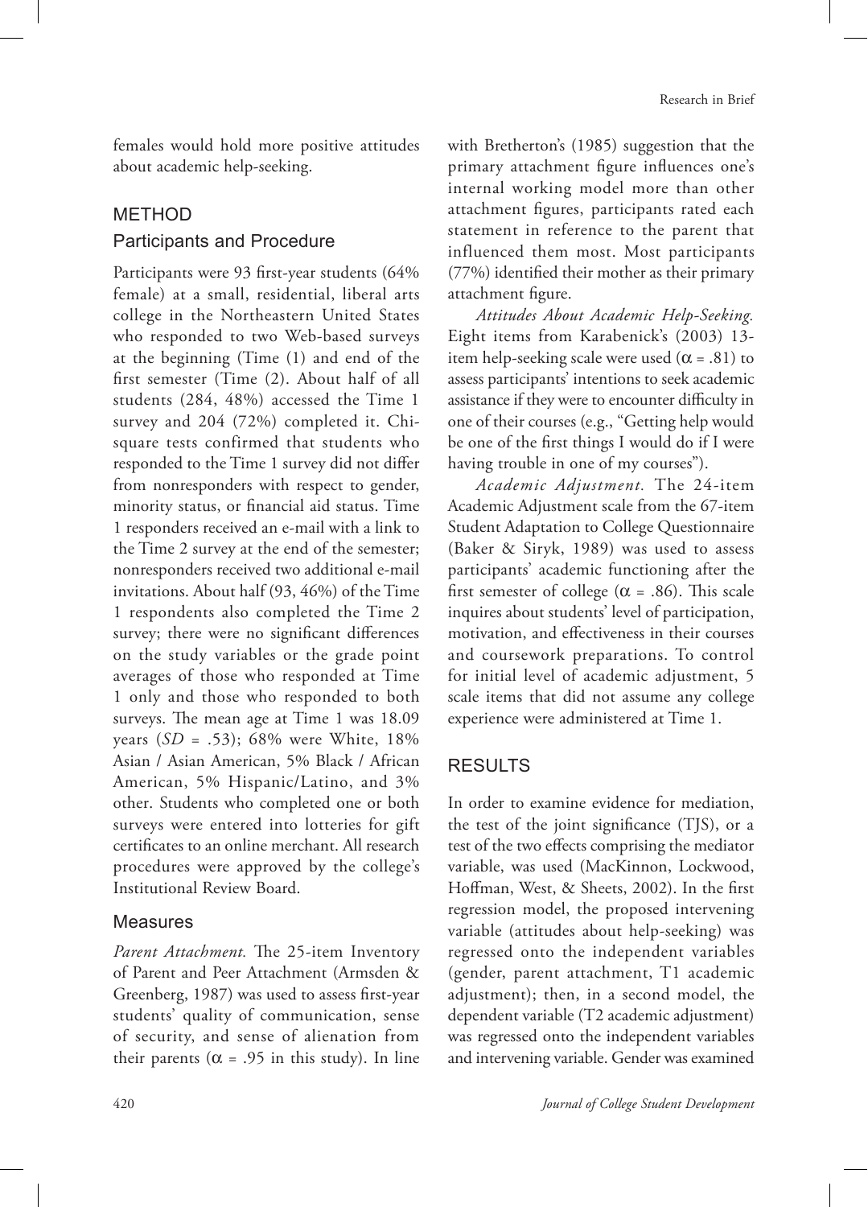females would hold more positive attitudes about academic help-seeking.

## METHOD

### Participants and Procedure

Participants were 93 first-year students (64% female) at a small, residential, liberal arts college in the Northeastern United States who responded to two Web-based surveys at the beginning (Time (1) and end of the first semester (Time (2). About half of all students (284, 48%) accessed the Time 1 survey and 204 (72%) completed it. Chi-square tests confirmed that students who responded to the Time 1 survey did not differ from nonresponders with respect to gender, minority status, or financial aid status. Time 1 responders received an e-mail with a link to the Time 2 survey at the end of the semester; nonresponders received two additional e-mail invitations. About half (93, 46%) of the Time 1 respondents also completed the Time 2 survey; there were no significant differences on the study variables or the grade point averages of those who responded at Time 1 only and those who responded to both surveys. The mean age at Time 1 was 18.09 years (*SD* = .53); 68% were White, 18% Asian / Asian American, 5% Black / African American, 5% Hispanic/Latino, and 3% other. Students who completed one or both surveys were entered into lotteries for gift certificates to an online merchant. All research procedures were approved by the college's Institutional Review Board.

### Measures

*Parent Attachment.* The 25-item Inventory of Parent and Peer Attachment (Armsden & Greenberg, 1987) was used to assess first-year students' quality of communication, sense of security, and sense of alienation from their parents ($\alpha$ = .95 in this study). In line with Bretherton's (1985) suggestion that the primary attachment figure influences one's internal working model more than other attachment figures, participants rated each statement in reference to the parent that influenced them most. Most participants (77%) identified their mother as their primary attachment figure.

*Attitudes About Academic Help-Seeking.* Eight items from Karabenick's (2003) 13-item help-seeking scale were used ($\alpha$ = .81) to assess participants' intentions to seek academic assistance if they were to encounter difficulty in one of their courses (e.g., "Getting help would be one of the first things I would do if I were having trouble in one of my courses").

*Academic Adjustment.* The 24-item Academic Adjustment scale from the 67-item Student Adaptation to College Questionnaire (Baker & Siryk, 1989) was used to assess participants' academic functioning after the first semester of college ($\alpha$ = .86). This scale inquires about students' level of participation, motivation, and effectiveness in their courses and coursework preparations. To control for initial level of academic adjustment, 5 scale items that did not assume any college experience were administered at Time 1.

## RESULTS

In order to examine evidence for mediation, the test of the joint significance (TJS), or a test of the two effects comprising the mediator variable, was used (MacKinnon, Lockwood, Hoffman, West, & Sheets, 2002). In the first regression model, the proposed intervening variable (attitudes about help-seeking) was regressed onto the independent variables (gender, parent attachment, T1 academic adjustment); then, in a second model, the dependent variable (T2 academic adjustment) was regressed onto the independent variables and intervening variable. Gender was examined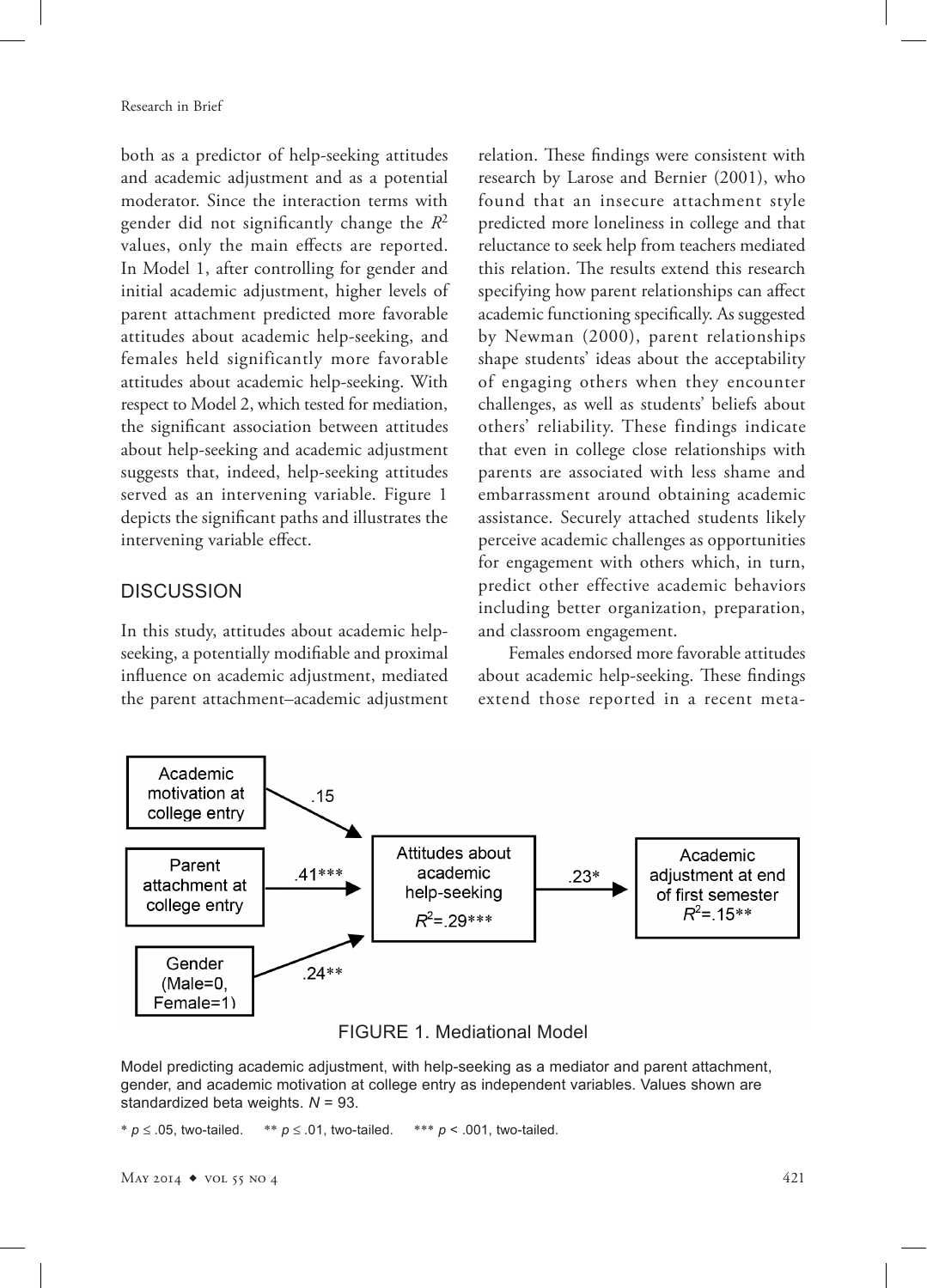both as a predictor of help-seeking attitudes and academic adjustment and as a potential moderator. Since the interaction terms with gender did not significantly change the $R^2$ values, only the main effects are reported. In Model 1, after controlling for gender and initial academic adjustment, higher levels of parent attachment predicted more favorable attitudes about academic help-seeking, and females held significantly more favorable attitudes about academic help-seeking. With respect to Model 2, which tested for mediation, the significant association between attitudes about help-seeking and academic adjustment suggests that, indeed, help-seeking attitudes served as an intervening variable. Figure 1 depicts the significant paths and illustrates the intervening variable effect.

## DISCUSSION

In this study, attitudes about academic help-seeking, a potentially modifiable and proximal influence on academic adjustment, mediated the parent attachment–academic adjustment relation. These findings were consistent with research by Larose and Bernier (2001), who found that an insecure attachment style predicted more loneliness in college and that reluctance to seek help from teachers mediated this relation. The results extend this research specifying how parent relationships can affect academic functioning specifically. As suggested by Newman (2000), parent relationships shape students' ideas about the acceptability of engaging others when they encounter challenges, as well as students' beliefs about others' reliability. These findings indicate that even in college close relationships with parents are associated with less shame and embarrassment around obtaining academic assistance. Securely attached students likely perceive academic challenges as opportunities for engagement with others which, in turn, predict other effective academic behaviors including better organization, preparation, and classroom engagement.

Females endorsed more favorable attitudes about academic help-seeking. These findings extend those reported in a recent meta-

FIGURE 1. Mediational Model

| Predictor | Path to Attitudes about academic help-seeking ($R^2$=.29***) |
|---|---|
| Academic motivation at college entry | .15 |
| Parent attachment at college entry | .41*** |
| Gender (Male=0, Female=1) | .24** |

Attitudes about academic help-seeking → Academic adjustment at end of first semester ($R^2$=.15**): .23*

Model predicting academic adjustment, with help-seeking as a mediator and parent attachment, gender, and academic motivation at college entry as independent variables. Values shown are standardized beta weights. $N$ = 93.

* $p \leq .05$, two-tailed. ** $p \leq .01$, two-tailed. *** $p < .001$, two-tailed.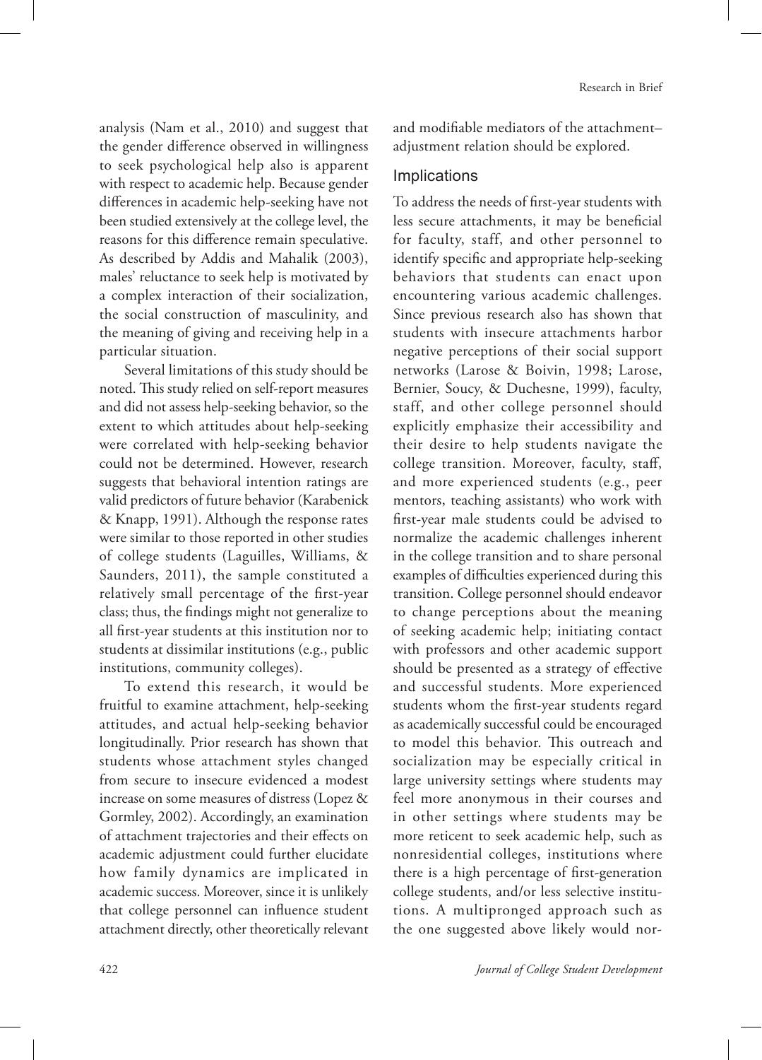analysis (Nam et al., 2010) and suggest that the gender difference observed in willingness to seek psychological help also is apparent with respect to academic help. Because gender differences in academic help-seeking have not been studied extensively at the college level, the reasons for this difference remain speculative. As described by Addis and Mahalik (2003), males' reluctance to seek help is motivated by a complex interaction of their socialization, the social construction of masculinity, and the meaning of giving and receiving help in a particular situation.

Several limitations of this study should be noted. This study relied on self-report measures and did not assess help-seeking behavior, so the extent to which attitudes about help-seeking were correlated with help-seeking behavior could not be determined. However, research suggests that behavioral intention ratings are valid predictors of future behavior (Karabenick & Knapp, 1991). Although the response rates were similar to those reported in other studies of college students (Laguilles, Williams, & Saunders, 2011), the sample constituted a relatively small percentage of the first-year class; thus, the findings might not generalize to all first-year students at this institution nor to students at dissimilar institutions (e.g., public institutions, community colleges).

To extend this research, it would be fruitful to examine attachment, help-seeking attitudes, and actual help-seeking behavior longitudinally. Prior research has shown that students whose attachment styles changed from secure to insecure evidenced a modest increase on some measures of distress (Lopez & Gormley, 2002). Accordingly, an examination of attachment trajectories and their effects on academic adjustment could further elucidate how family dynamics are implicated in academic success. Moreover, since it is unlikely that college personnel can influence student attachment directly, other theoretically relevant and modifiable mediators of the attachment–adjustment relation should be explored.

## Implications

To address the needs of first-year students with less secure attachments, it may be beneficial for faculty, staff, and other personnel to identify specific and appropriate help-seeking behaviors that students can enact upon encountering various academic challenges. Since previous research also has shown that students with insecure attachments harbor negative perceptions of their social support networks (Larose & Boivin, 1998; Larose, Bernier, Soucy, & Duchesne, 1999), faculty, staff, and other college personnel should explicitly emphasize their accessibility and their desire to help students navigate the college transition. Moreover, faculty, staff, and more experienced students (e.g., peer mentors, teaching assistants) who work with first-year male students could be advised to normalize the academic challenges inherent in the college transition and to share personal examples of difficulties experienced during this transition. College personnel should endeavor to change perceptions about the meaning of seeking academic help; initiating contact with professors and other academic support should be presented as a strategy of effective and successful students. More experienced students whom the first-year students regard as academically successful could be encouraged to model this behavior. This outreach and socialization may be especially critical in large university settings where students may feel more anonymous in their courses and in other settings where students may be more reticent to seek academic help, such as nonresidential colleges, institutions where there is a high percentage of first-generation college students, and/or less selective institutions. A multipronged approach such as the one suggested above likely would nor-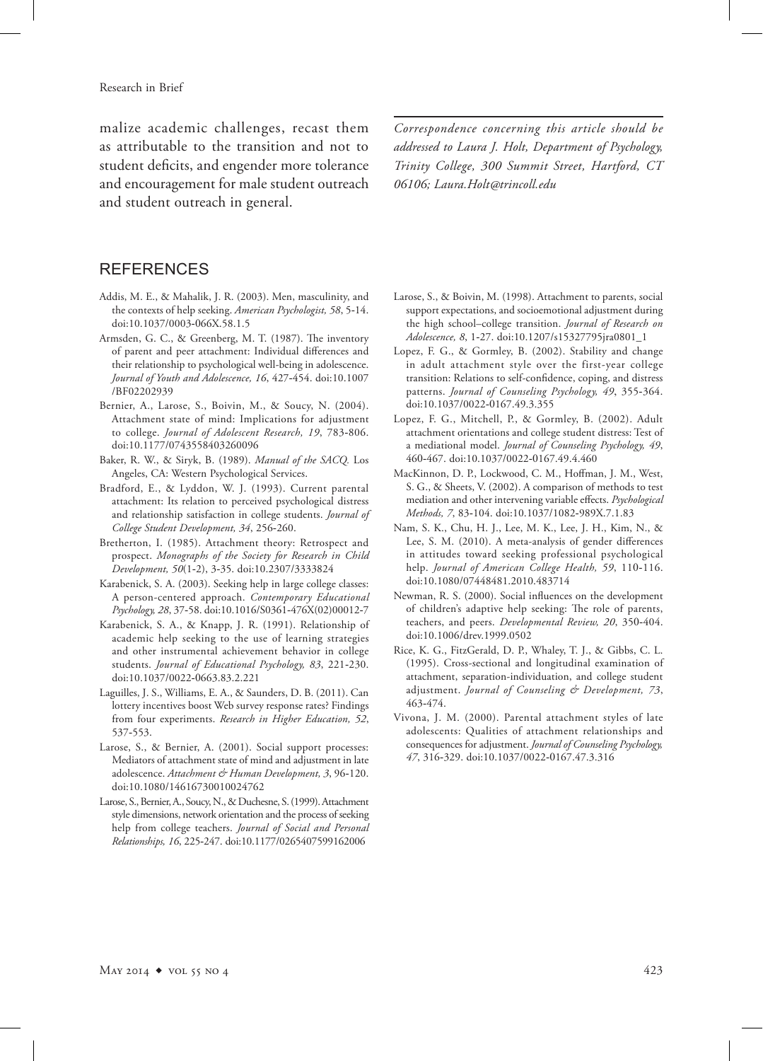malize academic challenges, recast them as attributable to the transition and not to student deficits, and engender more tolerance and encouragement for male student outreach and student outreach in general.

*Correspondence concerning this article should be addressed to Laura J. Holt, Department of Psychology, Trinity College, 300 Summit Street, Hartford, CT 06106; Laura.Holt@trincoll.edu*

## REFERENCES

Addis, M. E., & Mahalik, J. R. (2003). Men, masculinity, and the contexts of help seeking. *American Psychologist, 58*, 5-14. doi:10.1037/0003-066X.58.1.5

Armsden, G. C., & Greenberg, M. T. (1987). The inventory of parent and peer attachment: Individual differences and their relationship to psychological well-being in adolescence. *Journal of Youth and Adolescence, 16*, 427-454. doi:10.1007/BF02202939

Bernier, A., Larose, S., Boivin, M., & Soucy, N. (2004). Attachment state of mind: Implications for adjustment to college. *Journal of Adolescent Research, 19*, 783-806. doi:10.1177/0743558403260096

Baker, R. W., & Siryk, B. (1989). *Manual of the SACQ.* Los Angeles, CA: Western Psychological Services.

Bradford, E., & Lyddon, W. J. (1993). Current parental attachment: Its relation to perceived psychological distress and relationship satisfaction in college students. *Journal of College Student Development, 34*, 256-260.

Bretherton, I. (1985). Attachment theory: Retrospect and prospect. *Monographs of the Society for Research in Child Development, 50*(1-2), 3-35. doi:10.2307/3333824

Karabenick, S. A. (2003). Seeking help in large college classes: A person-centered approach. *Contemporary Educational Psychology, 28*, 37-58. doi:10.1016/S0361-476X(02)00012-7

Karabenick, S. A., & Knapp, J. R. (1991). Relationship of academic help seeking to the use of learning strategies and other instrumental achievement behavior in college students. *Journal of Educational Psychology, 83*, 221-230. doi:10.1037/0022-0663.83.2.221

Laguilles, J. S., Williams, E. A., & Saunders, D. B. (2011). Can lottery incentives boost Web survey response rates? Findings from four experiments. *Research in Higher Education, 52*, 537-553.

Larose, S., & Bernier, A. (2001). Social support processes: Mediators of attachment state of mind and adjustment in late adolescence. *Attachment & Human Development, 3*, 96-120. doi:10.1080/14616730010024762

Larose, S., Bernier, A., Soucy, N., & Duchesne, S. (1999). Attachment style dimensions, network orientation and the process of seeking help from college teachers. *Journal of Social and Personal Relationships, 16*, 225-247. doi:10.1177/0265407599162006

Larose, S., & Boivin, M. (1998). Attachment to parents, social support expectations, and socioemotional adjustment during the high school–college transition. *Journal of Research on Adolescence, 8*, 1-27. doi:10.1207/s15327795jra0801_1

Lopez, F. G., & Gormley, B. (2002). Stability and change in adult attachment style over the first-year college transition: Relations to self-confidence, coping, and distress patterns. *Journal of Counseling Psychology, 49*, 355-364. doi:10.1037/0022-0167.49.3.355

Lopez, F. G., Mitchell, P., & Gormley, B. (2002). Adult attachment orientations and college student distress: Test of a mediational model. *Journal of Counseling Psychology, 49*, 460-467. doi:10.1037/0022-0167.49.4.460

MacKinnon, D. P., Lockwood, C. M., Hoffman, J. M., West, S. G., & Sheets, V. (2002). A comparison of methods to test mediation and other intervening variable effects. *Psychological Methods, 7*, 83-104. doi:10.1037/1082-989X.7.1.83

Nam, S. K., Chu, H. J., Lee, M. K., Lee, J. H., Kim, N., & Lee, S. M. (2010). A meta-analysis of gender differences in attitudes toward seeking professional psychological help. *Journal of American College Health, 59*, 110-116. doi:10.1080/07448481.2010.483714

Newman, R. S. (2000). Social influences on the development of children's adaptive help seeking: The role of parents, teachers, and peers. *Developmental Review, 20*, 350-404. doi:10.1006/drev.1999.0502

Rice, K. G., FitzGerald, D. P., Whaley, T. J., & Gibbs, C. L. (1995). Cross-sectional and longitudinal examination of attachment, separation-individuation, and college student adjustment. *Journal of Counseling & Development, 73*, 463-474.

Vivona, J. M. (2000). Parental attachment styles of late adolescents: Qualities of attachment relationships and consequences for adjustment. *Journal of Counseling Psychology, 47*, 316-329. doi:10.1037/0022-0167.47.3.316